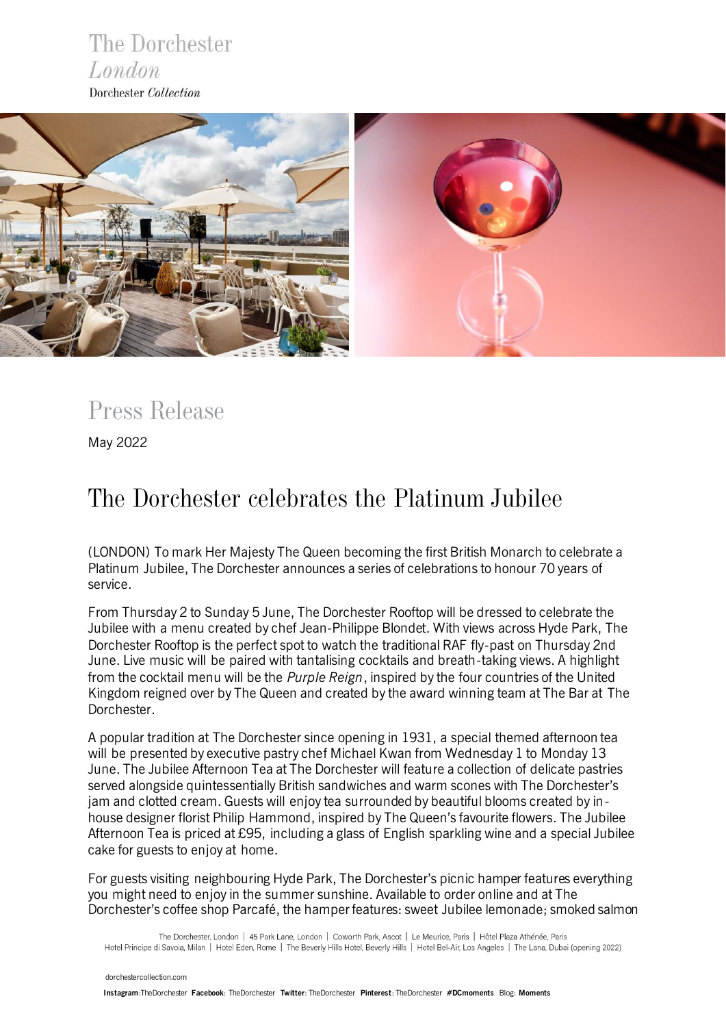The Dorchester
*London*
Dorchester *Collection*

# Press Release

May 2022

## The Dorchester celebrates the Platinum Jubilee

(LONDON) To mark Her Majesty The Queen becoming the first British Monarch to celebrate a Platinum Jubilee, The Dorchester announces a series of celebrations to honour 70 years of service.

From Thursday 2 to Sunday 5 June, The Dorchester Rooftop will be dressed to celebrate the Jubilee with a menu created by chef Jean-Philippe Blondet. With views across Hyde Park, The Dorchester Rooftop is the perfect spot to watch the traditional RAF fly-past on Thursday 2nd June. Live music will be paired with tantalising cocktails and breath-taking views. A highlight from the cocktail menu will be the *Purple Reign*, inspired by the four countries of the United Kingdom reigned over by The Queen and created by the award winning team at The Bar at The Dorchester.

A popular tradition at The Dorchester since opening in 1931, a special themed afternoon tea will be presented by executive pastry chef Michael Kwan from Wednesday 1 to Monday 13 June. The Jubilee Afternoon Tea at The Dorchester will feature a collection of delicate pastries served alongside quintessentially British sandwiches and warm scones with The Dorchester's jam and clotted cream. Guests will enjoy tea surrounded by beautiful blooms created by in-house designer florist Philip Hammond, inspired by The Queen's favourite flowers. The Jubilee Afternoon Tea is priced at £95, including a glass of English sparkling wine and a special Jubilee cake for guests to enjoy at home.

For guests visiting neighbouring Hyde Park, The Dorchester's picnic hamper features everything you might need to enjoy in the summer sunshine. Available to order online and at The Dorchester's coffee shop Parcafé, the hamper features: sweet Jubilee lemonade; smoked salmon

The Dorchester, London | 45 Park Lane, London | Coworth Park, Ascot | Le Meurice, Paris | Hôtel Plaza Athénée, Paris
Hotel Principe di Savoia, Milan | Hotel Eden, Rome | The Beverly Hills Hotel, Beverly Hills | Hotel Bel-Air, Los Angeles | The Lana, Dubai (opening 2022)

dorchestercollection.com

**Instagram**: TheDorchester **Facebook**: TheDorchester **Twitter**: TheDorchester **Pinterest**: TheDorchester **#DCmoments** Blog: **Moments**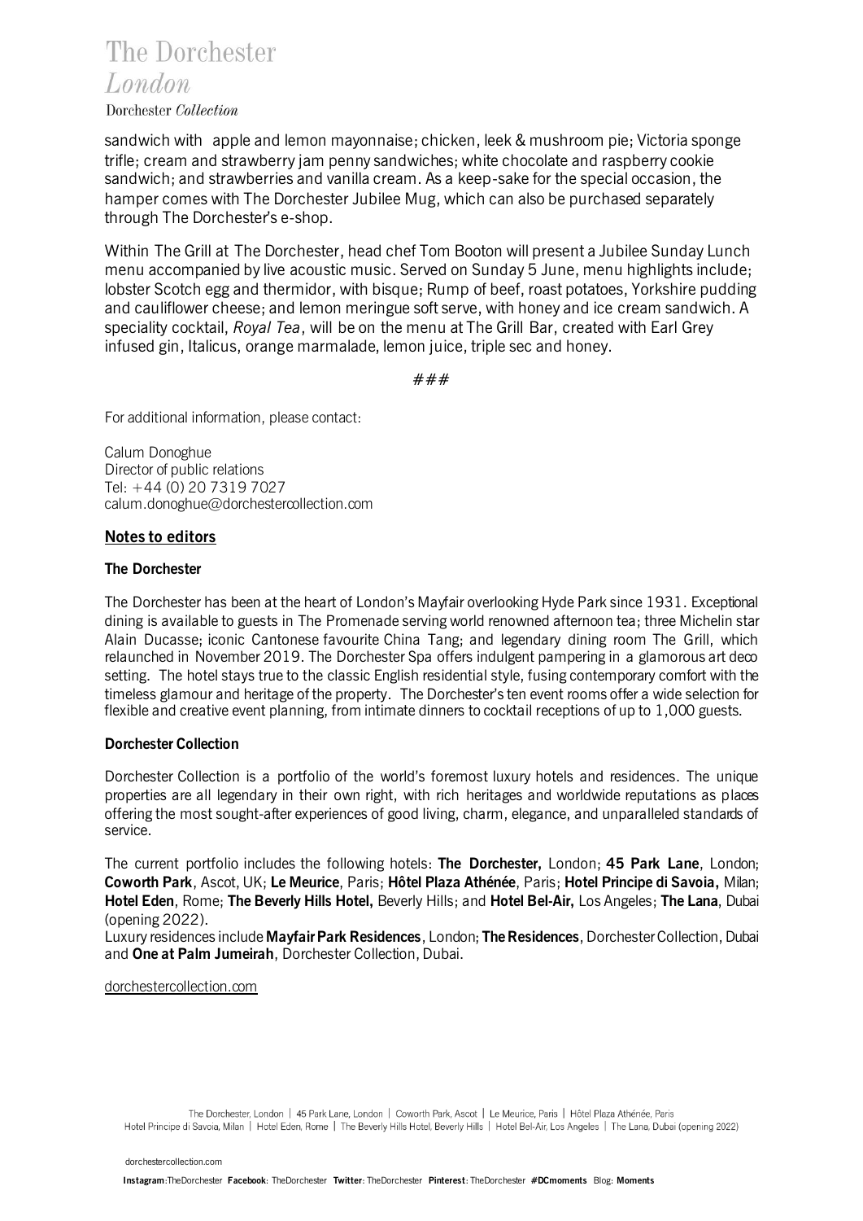sandwich with apple and lemon mayonnaise; chicken, leek & mushroom pie; Victoria sponge trifle; cream and strawberry jam penny sandwiches; white chocolate and raspberry cookie sandwich; and strawberries and vanilla cream. As a keep-sake for the special occasion, the hamper comes with The Dorchester Jubilee Mug, which can also be purchased separately through The Dorchester's e-shop.

Within The Grill at The Dorchester, head chef Tom Booton will present a Jubilee Sunday Lunch menu accompanied by live acoustic music. Served on Sunday 5 June, menu highlights include; lobster Scotch egg and thermidor, with bisque; Rump of beef, roast potatoes, Yorkshire pudding and cauliflower cheese; and lemon meringue soft serve, with honey and ice cream sandwich. A speciality cocktail, *Royal Tea*, will be on the menu at The Grill Bar, created with Earl Grey infused gin, Italicus, orange marmalade, lemon juice, triple sec and honey.

###

For additional information, please contact:

Calum Donoghue
Director of public relations
Tel: +44 (0) 20 7319 7027
calum.donoghue@dorchestercollection.com

## Notes to editors

### The Dorchester

The Dorchester has been at the heart of London's Mayfair overlooking Hyde Park since 1931. Exceptional dining is available to guests in The Promenade serving world renowned afternoon tea; three Michelin star Alain Ducasse; iconic Cantonese favourite China Tang; and legendary dining room The Grill, which relaunched in November 2019. The Dorchester Spa offers indulgent pampering in a glamorous art deco setting. The hotel stays true to the classic English residential style, fusing contemporary comfort with the timeless glamour and heritage of the property. The Dorchester's ten event rooms offer a wide selection for flexible and creative event planning, from intimate dinners to cocktail receptions of up to 1,000 guests.

### Dorchester Collection

Dorchester Collection is a portfolio of the world's foremost luxury hotels and residences. The unique properties are all legendary in their own right, with rich heritages and worldwide reputations as places offering the most sought-after experiences of good living, charm, elegance, and unparalleled standards of service.

The current portfolio includes the following hotels: **The Dorchester,** London; **45 Park Lane**, London; **Coworth Park**, Ascot, UK; **Le Meurice**, Paris; **Hôtel Plaza Athénée**, Paris; **Hotel Principe di Savoia,** Milan; **Hotel Eden**, Rome; **The Beverly Hills Hotel,** Beverly Hills; and **Hotel Bel-Air,** Los Angeles; **The Lana**, Dubai (opening 2022).
Luxury residences include **Mayfair Park Residences**, London; **The Residences**, Dorchester Collection, Dubai and **One at Palm Jumeirah**, Dorchester Collection, Dubai.

dorchestercollection.com